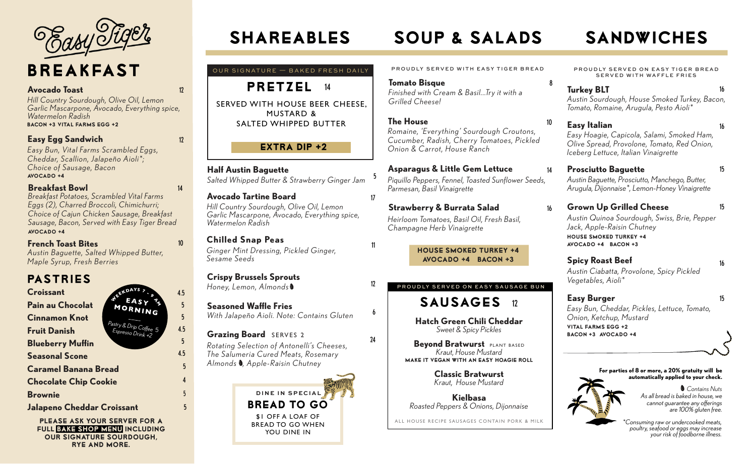# Easy Tiger

## BREAKFAST

**Avocado Toast** 12
*Hill Country Sourdough, Olive Oil, Lemon Garlic Mascarpone, Avocado, Everything spice, Watermelon Radish*
**BACON +3 VITAL FARMS EGG +2**

**Easy Egg Sandwich** 12
*Easy Bun, Vital Farms Scrambled Eggs, Cheddar, Scallion, Jalapeño Aioli\*; Choice of Sausage, Bacon*
**AVOCADO +4**

**Breakfast Bowl** 14
*Breakfast Potatoes, Scrambled Vital Farms Eggs (2), Charred Broccoli, Chimichurri; Choice of Cajun Chicken Sausage, Breakfast Sausage, Bacon, Served with Easy Tiger Bread*
**AVOCADO +4**

**French Toast Bites** 10
*Austin Baguette, Salted Whipped Butter, Maple Syrup, Fresh Berries*

## PASTRIES

**WEEKDAYS 7 - 9 AM — EASY MORNING**
*Pastry & Drip Coffee 5*
*Espresso Drink +2*

| Item | Price |
|---|---|
| **Croissant** | 4.5 |
| **Pain au Chocolat** | 5 |
| **Cinnamon Knot** | 5 |
| **Fruit Danish** | 4.5 |
| **Blueberry Muffin** | 5 |
| **Seasonal Scone** | 4.5 |
| **Caramel Banana Bread** | 5 |
| **Chocolate Chip Cookie** | 4 |
| **Brownie** | 5 |
| **Jalapeno Cheddar Croissant** | 5 |

**PLEASE ASK YOUR SERVER FOR A FULL BAKE SHOP MENU INCLUDING OUR SIGNATURE SOURDOUGH, RYE AND MORE.**

## SHAREABLES

OUR SIGNATURE — BAKED FRESH DAILY

### PRETZEL 14

SERVED WITH HOUSE BEER CHEESE, MUSTARD & SALTED WHIPPED BUTTER

**EXTRA DIP +2**

**Half Austin Baguette** 5
*Salted Whipped Butter & Strawberry Ginger Jam*

**Avocado Tartine Board** 17
*Hill Country Sourdough, Olive Oil, Lemon Garlic Mascarpone, Avocado, Everything spice, Watermelon Radish*

**Chilled Snap Peas** 11
*Ginger Mint Dressing, Pickled Ginger, Sesame Seeds*

**Crispy Brussels Sprouts** 12
*Honey, Lemon, Almonds*

**Seasoned Waffle Fries** 6
*With Jalapeño Aioli. Note: Contains Gluten*

**Grazing Board** SERVES 2 24
*Rotating Selection of Antonelli's Cheeses, The Salumeria Cured Meats, Rosemary Almonds, Apple-Raisin Chutney*

**DINE IN SPECIAL**
**BREAD TO GO**
$1 OFF A LOAF OF BREAD TO GO WHEN YOU DINE IN

## SOUP & SALADS

PROUDLY SERVED WITH EASY TIGER BREAD

**Tomato Bisque** 8
*Finished with Cream & Basil...Try it with a Grilled Cheese!*

**The House** 10
*Romaine, 'Everything' Sourdough Croutons, Cucumber, Radish, Cherry Tomatoes, Pickled Onion & Carrot, House Ranch*

**Asparagus & Little Gem Lettuce** 14
*Piquillo Peppers, Fennel, Toasted Sunflower Seeds, Parmesan, Basil Vinaigrette*

**Strawberry & Burrata Salad** 16
*Heirloom Tomatoes, Basil Oil, Fresh Basil, Champagne Herb Vinaigrette*

**HOUSE SMOKED TURKEY +4**
**AVOCADO +4 BACON +3**

PROUDLY SERVED ON EASY SAUSAGE BUN

### SAUSAGES 12

**Hatch Green Chili Cheddar**
*Sweet & Spicy Pickles*

**Beyond Bratwurst** PLANT BASED
*Kraut, House Mustard*
**MAKE IT VEGAN WITH AN EASY HOAGIE ROLL**

**Classic Bratwurst**
*Kraut, House Mustard*

**Kielbasa**
*Roasted Peppers & Onions, Dijonnaise*

ALL HOUSE RECIPE SAUSAGES CONTAIN PORK & MILK

## SANDWICHES

PROUDLY SERVED ON EASY TIGER BREAD
SERVED WITH WAFFLE FRIES

**Turkey BLT** 16
*Austin Sourdough, House Smoked Turkey, Bacon, Tomato, Romaine, Arugula, Pesto Aioli\**

**Easy Italian** 16
*Easy Hoagie, Capicola, Salami, Smoked Ham, Olive Spread, Provolone, Tomato, Red Onion, Iceberg Lettuce, Italian Vinaigrette*

**Prosciutto Baguette** 15
*Austin Baguette, Prosciutto, Manchego, Butter, Arugula, Dijonnaise\*, Lemon-Honey Vinaigrette*

**Grown Up Grilled Cheese** 15
*Austin Quinoa Sourdough, Swiss, Brie, Pepper Jack, Apple-Raisin Chutney*
**HOUSE SMOKED TURKEY +4**
**AVOCADO +4 BACON +3**

**Spicy Roast Beef** 16
*Austin Ciabatta, Provolone, Spicy Pickled Vegetables, Aioli\**

**Easy Burger** 15
*Easy Bun, Cheddar, Pickles, Lettuce, Tomato, Onion, Ketchup, Mustard*
**VITAL FARMS EGG +2**
**BACON +3 AVOCADO +4**

**For parties of 8 or more, a 20% gratuity will be automatically applied to your check.**

*Contains Nuts*
*As all bread is baked in house, we cannot guarantee any offerings are 100% gluten free.*

*\*Consuming raw or undercooked meats, poultry, seafood or eggs may increase your risk of foodborne illness.*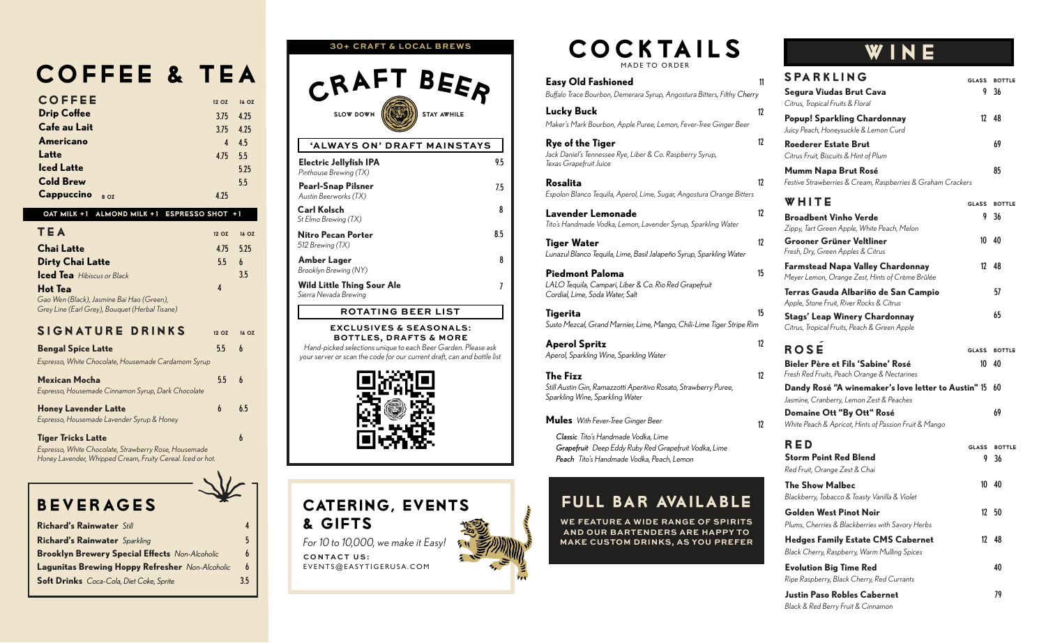# COFFEE & TEA

| COFFEE | 12 OZ | 16 OZ |
|---|---|---|
| **Drip Coffee** | 3.75 | 4.25 |
| **Cafe au Lait** | 3.75 | 4.25 |
| **Americano** | 4 | 4.5 |
| **Latte** | 4.75 | 5.5 |
| **Iced Latte** | | 5.25 |
| **Cold Brew** | | 5.5 |
| **Cappuccino** 8 OZ | 4.25 | |

OAT MILK +1 ALMOND MILK +1 ESPRESSO SHOT +1

| TEA | 12 OZ | 16 OZ |
|---|---|---|
| **Chai Latte** | 4.75 | 5.25 |
| **Dirty Chai Latte** | 5.5 | 6 |
| **Iced Tea** *Hibiscus or Black* | | 3.5 |
| **Hot Tea** *Gao Wen (Black), Jasmine Bai Hao (Green), Grey Line (Earl Grey), Bouquet (Herbal Tisane)* | 4 | |

| SIGNATURE DRINKS | 12 OZ | 16 OZ |
|---|---|---|
| **Bengal Spice Latte** *Espresso, White Chocolate, Housemade Cardamom Syrup* | 5.5 | 6 |
| **Mexican Mocha** *Espresso, Housemade Cinnamon Syrup, Dark Chocolate* | 5.5 | 6 |
| **Honey Lavender Latte** *Espresso, Housemade Lavender Syrup & Honey* | 6 | 6.5 |
| **Tiger Tricks Latte** *Espresso, White Chocolate, Strawberry Rose, Housemade Honey Lavender, Whipped Cream, Fruity Cereal. Iced or hot.* | | 6 |

## BEVERAGES

| | |
|---|---|
| **Richard's Rainwater** *Still* | 4 |
| **Richard's Rainwater** *Sparkling* | 5 |
| **Brooklyn Brewery Special Effects** *Non-Alcoholic* | 6 |
| **Lagunitas Brewing Hoppy Refresher** *Non-Alcoholic* | 6 |
| **Soft Drinks** *Coca-Cola, Diet Coke, Sprite* | 3.5 |

# CRAFT BEER

30+ CRAFT & LOCAL BREWS

SLOW DOWN · STAY AWHILE

## 'ALWAYS ON' DRAFT MAINSTAYS

| | |
|---|---|
| **Electric Jellyfish IPA** *Pinthouse Brewing (TX)* | 9.5 |
| **Pearl-Snap Pilsner** *Austin Beerworks (TX)* | 7.5 |
| **Carl Kolsch** *St Elmo Brewing (TX)* | 8 |
| **Nitro Pecan Porter** *512 Brewing (TX)* | 8.5 |
| **Amber Lager** *Brooklyn Brewing (NY)* | 8 |
| **Wild Little Thing Sour Ale** *Sierra Nevada Brewing* | 7 |

## ROTATING BEER LIST

**EXCLUSIVES & SEASONALS: BOTTLES, DRAFTS & MORE**

*Hand-picked selections unique to each Beer Garden. Please ask your server or scan the code for our current draft, can and bottle list*

## CATERING, EVENTS & GIFTS

*For 10 to 10,000, we make it Easy!*

CONTACT US:
EVENTS@EASYTIGERUSA.COM

# COCKTAILS

MADE TO ORDER

| | |
|---|---|
| **Easy Old Fashioned** *Buffalo Trace Bourbon, Demerara Syrup, Angostura Bitters, Filthy Cherry* | 11 |
| **Lucky Buck** *Maker's Mark Bourbon, Apple Puree, Lemon, Fever-Tree Ginger Beer* | 12 |
| **Rye of the Tiger** *Jack Daniel's Tennessee Rye, Liber & Co. Raspberry Syrup, Texas Grapefruit Juice* | 12 |
| **Rosalita** *Espolon Blanco Tequila, Aperol, Lime, Sugar, Angostura Orange Bitters* | 12 |
| **Lavender Lemonade** *Tito's Handmade Vodka, Lemon, Lavender Syrup, Sparkling Water* | 12 |
| **Tiger Water** *Lunazul Blanco Tequila, Lime, Basil Jalapeño Syrup, Sparkling Water* | 12 |
| **Piedmont Paloma** *LALO Tequila, Campari, Liber & Co. Rio Red Grapefruit Cordial, Lime, Soda Water, Salt* | 15 |
| **Tigerita** *Susto Mezcal, Grand Marnier, Lime, Mango, Chili-Lime Tiger Stripe Rim* | 15 |
| **Aperol Spritz** *Aperol, Sparkling Wine, Sparkling Water* | 12 |
| **The Fizz** *Still Austin Gin, Ramazzotti Aperitivo Rosato, Strawberry Puree, Sparkling Wine, Sparkling Water* | 12 |
| **Mules** *With Fever-Tree Ginger Beer* | 12 |

*Classic* *Tito's Handmade Vodka, Lime*
*Grapefruit* *Deep Eddy Ruby Red Grapefruit Vodka, Lime*
*Peach* *Tito's Handmade Vodka, Peach, Lemon*

## FULL BAR AVAILABLE

WE FEATURE A WIDE RANGE OF SPIRITS AND OUR BARTENDERS ARE HAPPY TO MAKE CUSTOM DRINKS, AS YOU PREFER

# WINE

| SPARKLING | GLASS | BOTTLE |
|---|---|---|
| **Segura Viudas Brut Cava** *Citrus, Tropical Fruits & Floral* | 9 | 36 |
| **Popup! Sparkling Chardonnay** *Juicy Peach, Honeysuckle & Lemon Curd* | 12 | 48 |
| **Roederer Estate Brut** *Citrus Fruit, Biscuits & Hint of Plum* | | 69 |
| **Mumm Napa Brut Rosé** *Festive Strawberries & Cream, Raspberries & Graham Crackers* | | 85 |

| WHITE | GLASS | BOTTLE |
|---|---|---|
| **Broadbent Vinho Verde** *Zippy, Tart Green Apple, White Peach, Melon* | 9 | 36 |
| **Grooner Grüner Veltliner** *Fresh, Dry, Green Apples & Citrus* | 10 | 40 |
| **Farmstead Napa Valley Chardonnay** *Meyer Lemon, Orange Zest, Hints of Crème Brûlée* | 12 | 48 |
| **Terras Gauda Albariño de San Campio** *Apple, Stone Fruit, River Rocks & Citrus* | | 57 |
| **Stags' Leap Winery Chardonnay** *Citrus, Tropical Fruits, Peach & Green Apple* | | 65 |

| ROSÉ | GLASS | BOTTLE |
|---|---|---|
| **Bieler Père et Fils 'Sabine' Rosé** *Fresh Red Fruits, Peach Orange & Nectarines* | 10 | 40 |
| **Dandy Rosé "A winemaker's love letter to Austin"** *Jasmine, Cranberry, Lemon Zest & Peaches* | 15 | 60 |
| **Domaine Ott "By Ott" Rosé** *White Peach & Apricot, Hints of Passion Fruit & Mango* | | 69 |

| RED | GLASS | BOTTLE |
|---|---|---|
| **Storm Point Red Blend** *Red Fruit, Orange Zest & Chai* | 9 | 36 |
| **The Show Malbec** *Blackberry, Tobacco & Toasty Vanilla & Violet* | 10 | 40 |
| **Golden West Pinot Noir** *Plums, Cherries & Blackberries with Savory Herbs* | 12 | 50 |
| **Hedges Family Estate CMS Cabernet** *Black Cherry, Raspberry, Warm Mulling Spices* | 12 | 48 |
| **Evolution Big Time Red** *Ripe Raspberry, Black Cherry, Red Currants* | | 40 |
| **Justin Paso Robles Cabernet** *Black & Red Berry Fruit & Cinnamon* | | 79 |